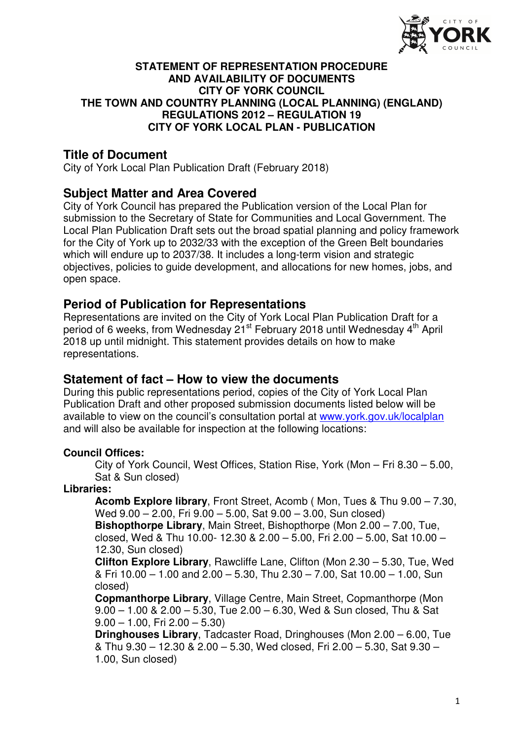**STATEMENT OF REPRESENTATION PROCEDURE AND AVAILABILITY OF DOCUMENTS**
**CITY OF YORK COUNCIL**
**THE TOWN AND COUNTRY PLANNING (LOCAL PLANNING) (ENGLAND) REGULATIONS 2012 – REGULATION 19**
**CITY OF YORK LOCAL PLAN - PUBLICATION**

## Title of Document

City of York Local Plan Publication Draft (February 2018)

## Subject Matter and Area Covered

City of York Council has prepared the Publication version of the Local Plan for submission to the Secretary of State for Communities and Local Government. The Local Plan Publication Draft sets out the broad spatial planning and policy framework for the City of York up to 2032/33 with the exception of the Green Belt boundaries which will endure up to 2037/38. It includes a long-term vision and strategic objectives, policies to guide development, and allocations for new homes, jobs, and open space.

## Period of Publication for Representations

Representations are invited on the City of York Local Plan Publication Draft for a period of 6 weeks, from Wednesday 21st February 2018 until Wednesday 4th April 2018 up until midnight. This statement provides details on how to make representations.

## Statement of fact – How to view the documents

During this public representations period, copies of the City of York Local Plan Publication Draft and other proposed submission documents listed below will be available to view on the council's consultation portal at www.york.gov.uk/localplan and will also be available for inspection at the following locations:

**Council Offices:**

City of York Council, West Offices, Station Rise, York (Mon – Fri 8.30 – 5.00, Sat & Sun closed)

**Libraries:**

**Acomb Explore library**, Front Street, Acomb ( Mon, Tues & Thu 9.00 – 7.30, Wed 9.00 – 2.00, Fri 9.00 – 5.00, Sat 9.00 – 3.00, Sun closed)

**Bishopthorpe Library**, Main Street, Bishopthorpe (Mon 2.00 – 7.00, Tue, closed, Wed & Thu 10.00- 12.30 & 2.00 – 5.00, Fri 2.00 – 5.00, Sat 10.00 – 12.30, Sun closed)

**Clifton Explore Library**, Rawcliffe Lane, Clifton (Mon 2.30 – 5.30, Tue, Wed & Fri 10.00 – 1.00 and 2.00 – 5.30, Thu 2.30 – 7.00, Sat 10.00 – 1.00, Sun closed)

**Copmanthorpe Library**, Village Centre, Main Street, Copmanthorpe (Mon 9.00 – 1.00 & 2.00 – 5.30, Tue 2.00 – 6.30, Wed & Sun closed, Thu & Sat 9.00 – 1.00, Fri 2.00 – 5.30)

**Dringhouses Library**, Tadcaster Road, Dringhouses (Mon 2.00 – 6.00, Tue & Thu 9.30 – 12.30 & 2.00 – 5.30, Wed closed, Fri 2.00 – 5.30, Sat 9.30 – 1.00, Sun closed)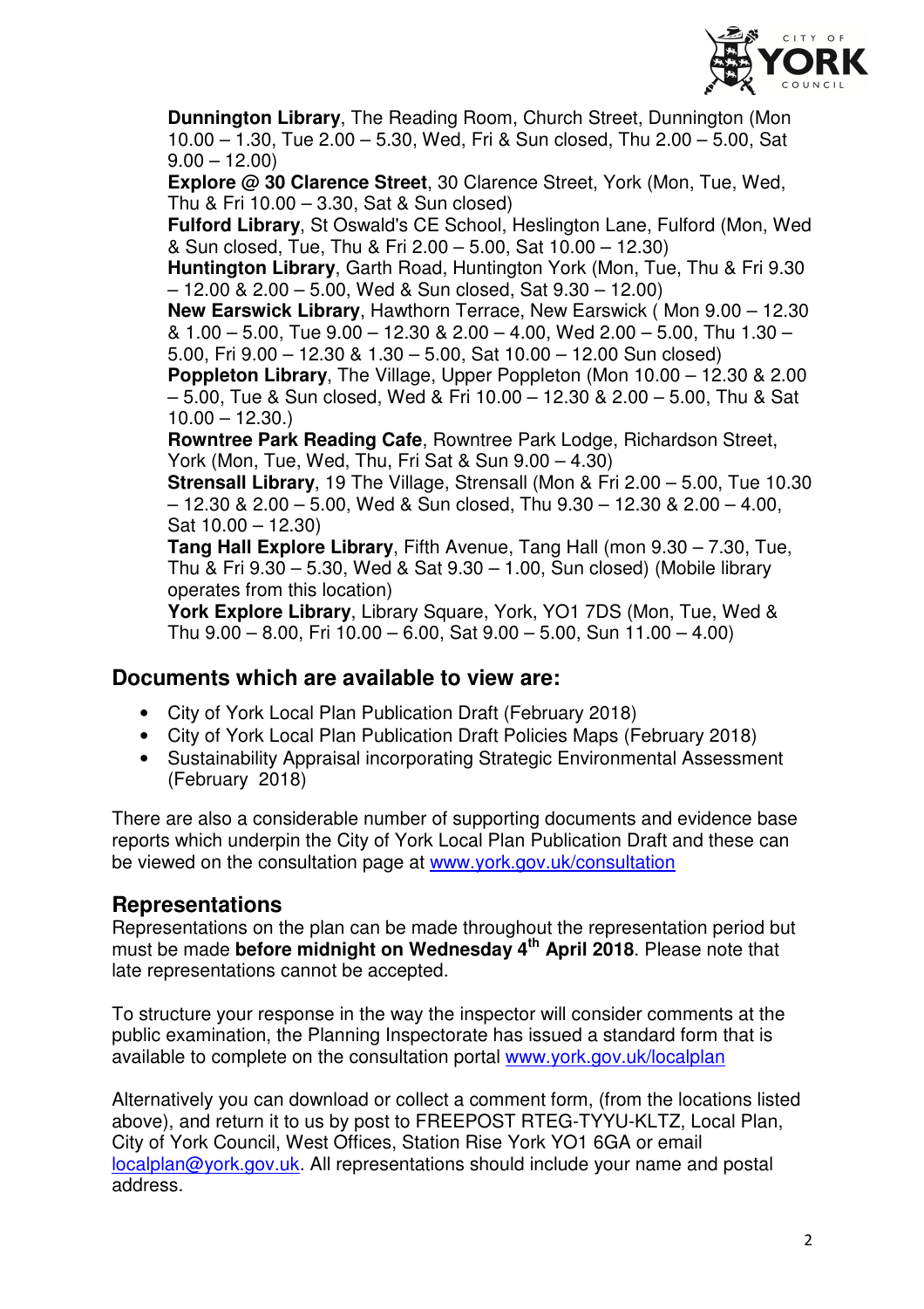**Dunnington Library**, The Reading Room, Church Street, Dunnington (Mon 10.00 – 1.30, Tue 2.00 – 5.30, Wed, Fri & Sun closed, Thu 2.00 – 5.00, Sat 9.00 – 12.00)

**Explore @ 30 Clarence Street**, 30 Clarence Street, York (Mon, Tue, Wed, Thu & Fri 10.00 – 3.30, Sat & Sun closed)

**Fulford Library**, St Oswald's CE School, Heslington Lane, Fulford (Mon, Wed & Sun closed, Tue, Thu & Fri 2.00 – 5.00, Sat 10.00 – 12.30)

**Huntington Library**, Garth Road, Huntington York (Mon, Tue, Thu & Fri 9.30 – 12.00 & 2.00 – 5.00, Wed & Sun closed, Sat 9.30 – 12.00)

**New Earswick Library**, Hawthorn Terrace, New Earswick ( Mon 9.00 – 12.30 & 1.00 – 5.00, Tue 9.00 – 12.30 & 2.00 – 4.00, Wed 2.00 – 5.00, Thu 1.30 – 5.00, Fri 9.00 – 12.30 & 1.30 – 5.00, Sat 10.00 – 12.00 Sun closed)

**Poppleton Library**, The Village, Upper Poppleton (Mon 10.00 – 12.30 & 2.00 – 5.00, Tue & Sun closed, Wed & Fri 10.00 – 12.30 & 2.00 – 5.00, Thu & Sat 10.00 – 12.30.)

**Rowntree Park Reading Cafe**, Rowntree Park Lodge, Richardson Street, York (Mon, Tue, Wed, Thu, Fri Sat & Sun 9.00 – 4.30)

**Strensall Library**, 19 The Village, Strensall (Mon & Fri 2.00 – 5.00, Tue 10.30 – 12.30 & 2.00 – 5.00, Wed & Sun closed, Thu 9.30 – 12.30 & 2.00 – 4.00, Sat 10.00 – 12.30)

**Tang Hall Explore Library**, Fifth Avenue, Tang Hall (mon 9.30 – 7.30, Tue, Thu & Fri 9.30 – 5.30, Wed & Sat 9.30 – 1.00, Sun closed) (Mobile library operates from this location)

**York Explore Library**, Library Square, York, YO1 7DS (Mon, Tue, Wed & Thu 9.00 – 8.00, Fri 10.00 – 6.00, Sat 9.00 – 5.00, Sun 11.00 – 4.00)

## Documents which are available to view are:

- City of York Local Plan Publication Draft (February 2018)
- City of York Local Plan Publication Draft Policies Maps (February 2018)
- Sustainability Appraisal incorporating Strategic Environmental Assessment (February 2018)

There are also a considerable number of supporting documents and evidence base reports which underpin the City of York Local Plan Publication Draft and these can be viewed on the consultation page at www.york.gov.uk/consultation

## Representations

Representations on the plan can be made throughout the representation period but must be made **before midnight on Wednesday 4th April 2018**. Please note that late representations cannot be accepted.

To structure your response in the way the inspector will consider comments at the public examination, the Planning Inspectorate has issued a standard form that is available to complete on the consultation portal www.york.gov.uk/localplan

Alternatively you can download or collect a comment form, (from the locations listed above), and return it to us by post to FREEPOST RTEG-TYYU-KLTZ, Local Plan, City of York Council, West Offices, Station Rise York YO1 6GA or email localplan@york.gov.uk. All representations should include your name and postal address.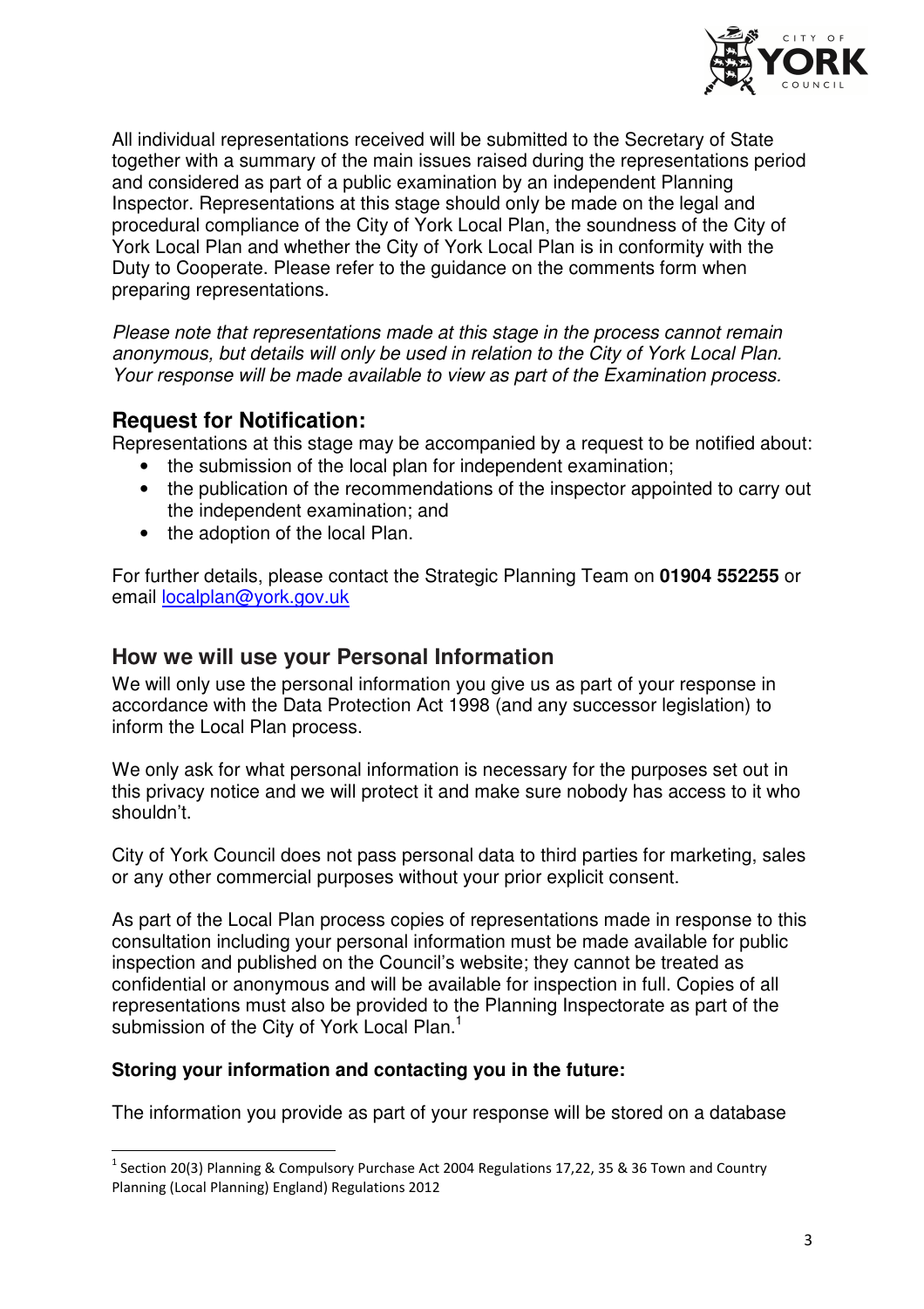All individual representations received will be submitted to the Secretary of State together with a summary of the main issues raised during the representations period and considered as part of a public examination by an independent Planning Inspector. Representations at this stage should only be made on the legal and procedural compliance of the City of York Local Plan, the soundness of the City of York Local Plan and whether the City of York Local Plan is in conformity with the Duty to Cooperate. Please refer to the guidance on the comments form when preparing representations.

*Please note that representations made at this stage in the process cannot remain anonymous, but details will only be used in relation to the City of York Local Plan. Your response will be made available to view as part of the Examination process.*

## Request for Notification:

Representations at this stage may be accompanied by a request to be notified about:

- the submission of the local plan for independent examination;
- the publication of the recommendations of the inspector appointed to carry out the independent examination; and
- the adoption of the local Plan.

For further details, please contact the Strategic Planning Team on **01904 552255** or email localplan@york.gov.uk

## How we will use your Personal Information

We will only use the personal information you give us as part of your response in accordance with the Data Protection Act 1998 (and any successor legislation) to inform the Local Plan process.

We only ask for what personal information is necessary for the purposes set out in this privacy notice and we will protect it and make sure nobody has access to it who shouldn't.

City of York Council does not pass personal data to third parties for marketing, sales or any other commercial purposes without your prior explicit consent.

As part of the Local Plan process copies of representations made in response to this consultation including your personal information must be made available for public inspection and published on the Council's website; they cannot be treated as confidential or anonymous and will be available for inspection in full. Copies of all representations must also be provided to the Planning Inspectorate as part of the submission of the City of York Local Plan.[1]

### Storing your information and contacting you in the future:

The information you provide as part of your response will be stored on a database

[1] Section 20(3) Planning & Compulsory Purchase Act 2004 Regulations 17,22, 35 & 36 Town and Country Planning (Local Planning) England) Regulations 2012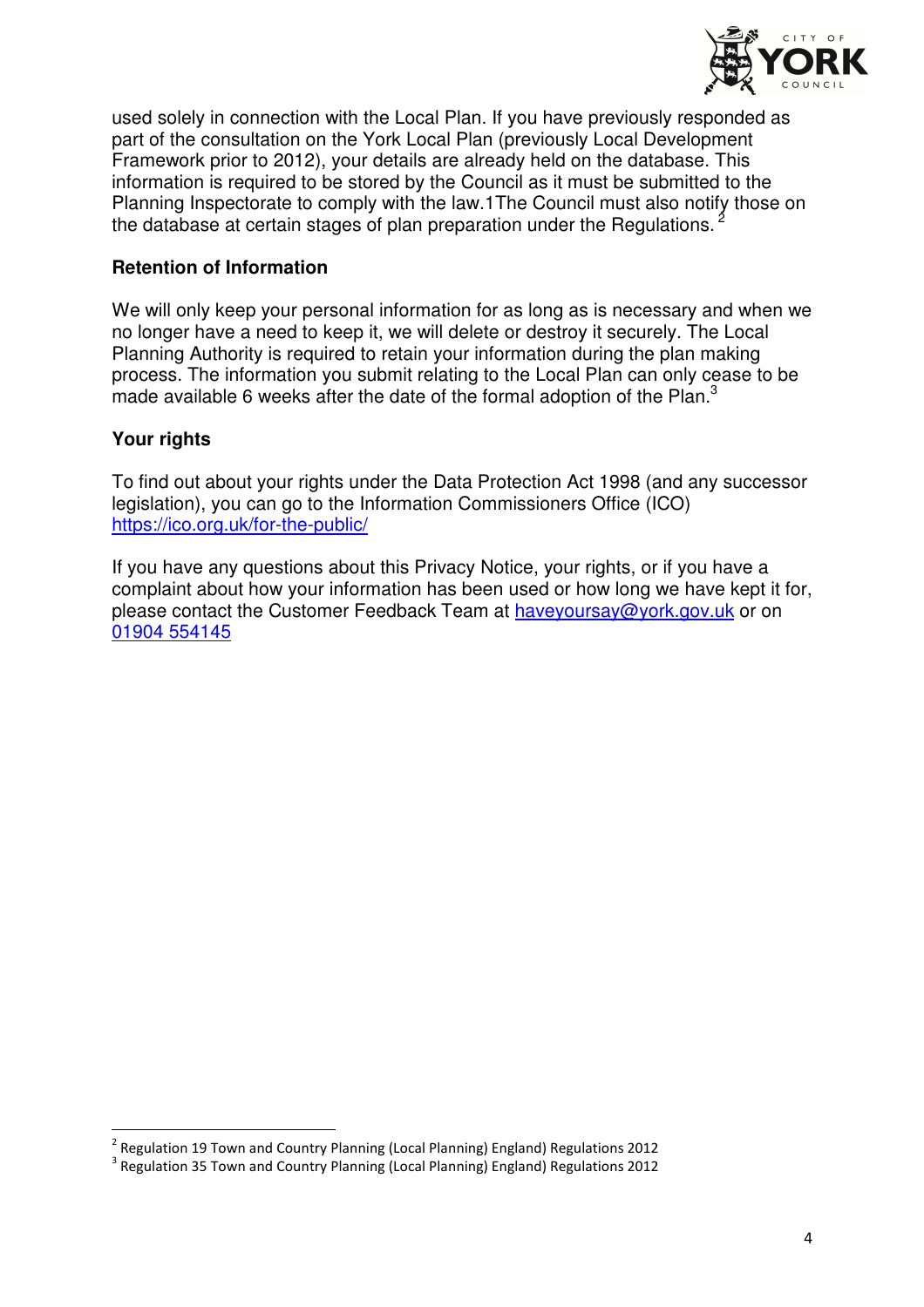used solely in connection with the Local Plan. If you have previously responded as part of the consultation on the York Local Plan (previously Local Development Framework prior to 2012), your details are already held on the database. This information is required to be stored by the Council as it must be submitted to the Planning Inspectorate to comply with the law.1The Council must also notify those on the database at certain stages of plan preparation under the Regulations. [2]

**Retention of Information**

We will only keep your personal information for as long as is necessary and when we no longer have a need to keep it, we will delete or destroy it securely. The Local Planning Authority is required to retain your information during the plan making process. The information you submit relating to the Local Plan can only cease to be made available 6 weeks after the date of the formal adoption of the Plan.[3]

**Your rights**

To find out about your rights under the Data Protection Act 1998 (and any successor legislation), you can go to the Information Commissioners Office (ICO) https://ico.org.uk/for-the-public/

If you have any questions about this Privacy Notice, your rights, or if you have a complaint about how your information has been used or how long we have kept it for, please contact the Customer Feedback Team at haveyoursay@york.gov.uk or on 01904 554145

[2] Regulation 19 Town and Country Planning (Local Planning) England) Regulations 2012
[3] Regulation 35 Town and Country Planning (Local Planning) England) Regulations 2012